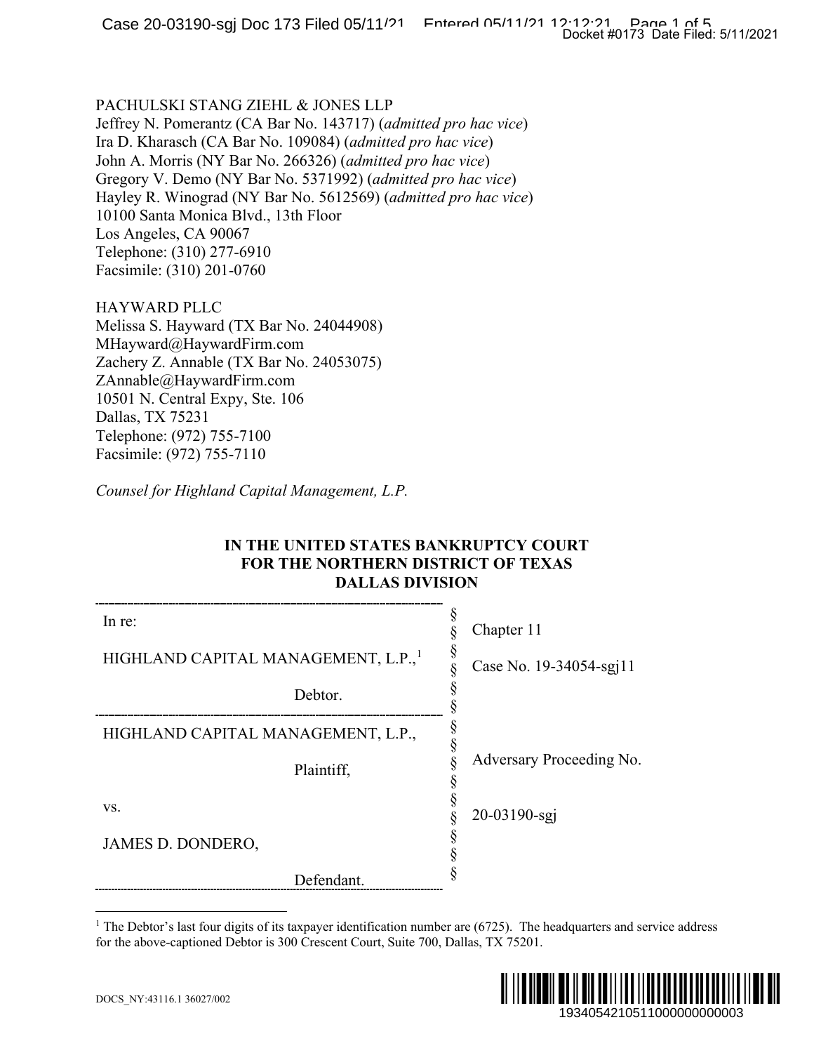PACHULSKI STANG ZIEHL & JONES LLP
Jeffrey N. Pomerantz (CA Bar No. 143717) (*admitted pro hac vice*)
Ira D. Kharasch (CA Bar No. 109084) (*admitted pro hac vice*)
John A. Morris (NY Bar No. 266326) (*admitted pro hac vice*)
Gregory V. Demo (NY Bar No. 5371992) (*admitted pro hac vice*)
Hayley R. Winograd (NY Bar No. 5612569) (*admitted pro hac vice*)
10100 Santa Monica Blvd., 13th Floor
Los Angeles, CA 90067
Telephone: (310) 277-6910
Facsimile: (310) 201-0760

HAYWARD PLLC
Melissa S. Hayward (TX Bar No. 24044908)
MHayward@HaywardFirm.com
Zachery Z. Annable (TX Bar No. 24053075)
ZAnnable@HaywardFirm.com
10501 N. Central Expy, Ste. 106
Dallas, TX 75231
Telephone: (972) 755-7100
Facsimile: (972) 755-7110

*Counsel for Highland Capital Management, L.P.*

**IN THE UNITED STATES BANKRUPTCY COURT
FOR THE NORTHERN DISTRICT OF TEXAS
DALLAS DIVISION**

| | | |
|---|---|---|
| In re: | § | Chapter 11 |
| HIGHLAND CAPITAL MANAGEMENT, L.P.,[1] | § | Case No. 19-34054-sgj11 |
| Debtor. | § | |
| HIGHLAND CAPITAL MANAGEMENT, L.P., | § | |
| Plaintiff, | § | Adversary Proceeding No. |
| vs. | § | 20-03190-sgj |
| JAMES D. DONDERO, | § | |
| Defendant. | § | |

[1] The Debtor's last four digits of its taxpayer identification number are (6725). The headquarters and service address for the above-captioned Debtor is 300 Crescent Court, Suite 700, Dallas, TX 75201.

DOCS_NY:43116.1 36027/002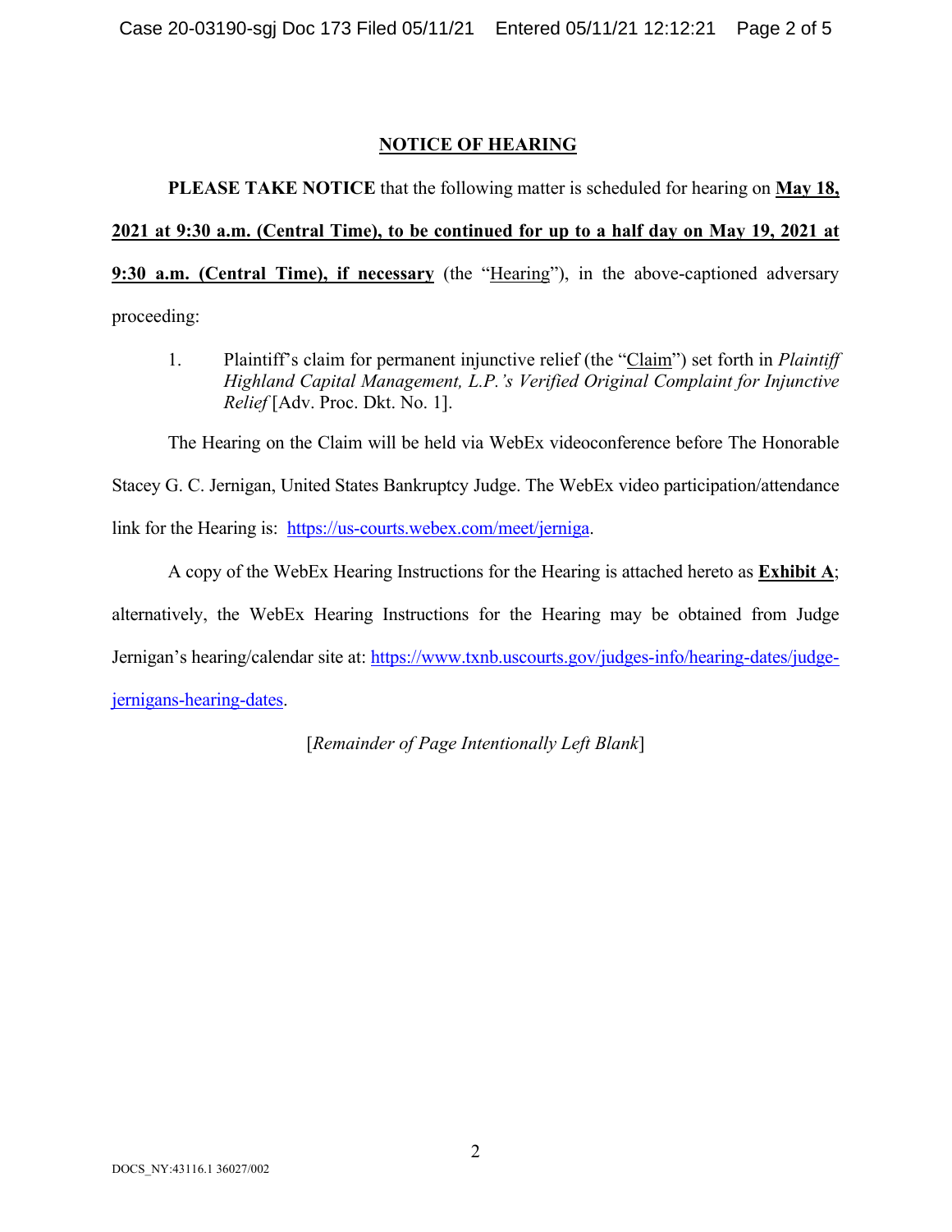## NOTICE OF HEARING

**PLEASE TAKE NOTICE** that the following matter is scheduled for hearing on **May 18, 2021 at 9:30 a.m. (Central Time), to be continued for up to a half day on May 19, 2021 at 9:30 a.m. (Central Time), if necessary** (the "Hearing"), in the above-captioned adversary proceeding:

1. Plaintiff's claim for permanent injunctive relief (the "Claim") set forth in *Plaintiff Highland Capital Management, L.P.'s Verified Original Complaint for Injunctive Relief* [Adv. Proc. Dkt. No. 1].

The Hearing on the Claim will be held via WebEx videoconference before The Honorable Stacey G. C. Jernigan, United States Bankruptcy Judge. The WebEx video participation/attendance link for the Hearing is: https://us-courts.webex.com/meet/jerniga.

A copy of the WebEx Hearing Instructions for the Hearing is attached hereto as **Exhibit A**; alternatively, the WebEx Hearing Instructions for the Hearing may be obtained from Judge Jernigan's hearing/calendar site at: https://www.txnb.uscourts.gov/judges-info/hearing-dates/judge-jernigans-hearing-dates.

[*Remainder of Page Intentionally Left Blank*]

DOCS_NY:43116.1 36027/002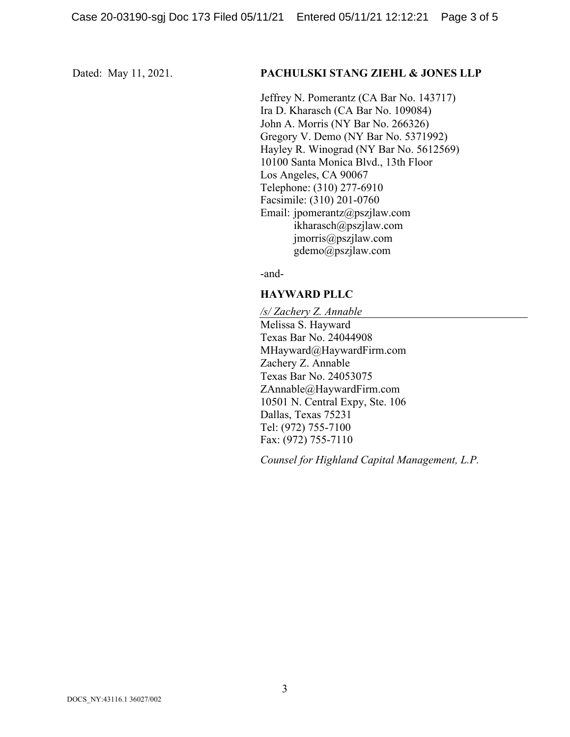Dated: May 11, 2021.

**PACHULSKI STANG ZIEHL & JONES LLP**

Jeffrey N. Pomerantz (CA Bar No. 143717)
Ira D. Kharasch (CA Bar No. 109084)
John A. Morris (NY Bar No. 266326)
Gregory V. Demo (NY Bar No. 5371992)
Hayley R. Winograd (NY Bar No. 5612569)
10100 Santa Monica Blvd., 13th Floor
Los Angeles, CA 90067
Telephone: (310) 277-6910
Facsimile: (310) 201-0760
Email: jpomerantz@pszjlaw.com
ikharasch@pszjlaw.com
jmorris@pszjlaw.com
gdemo@pszjlaw.com

-and-

**HAYWARD PLLC**

*/s/ Zachery Z. Annable*
Melissa S. Hayward
Texas Bar No. 24044908
MHayward@HaywardFirm.com
Zachery Z. Annable
Texas Bar No. 24053075
ZAnnable@HaywardFirm.com
10501 N. Central Expy, Ste. 106
Dallas, Texas 75231
Tel: (972) 755-7100
Fax: (972) 755-7110

*Counsel for Highland Capital Management, L.P.*

DOCS_NY:43116.1 36027/002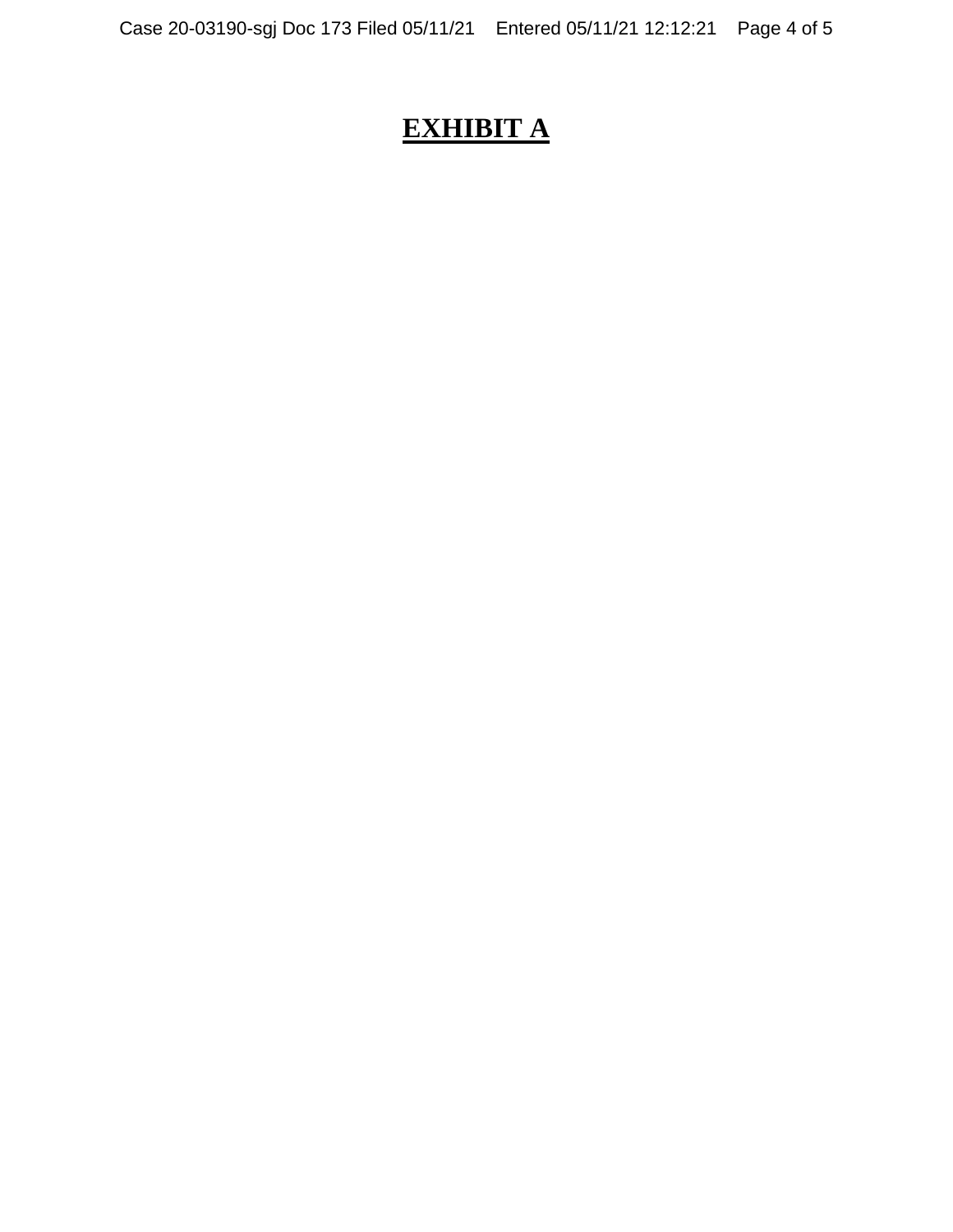# **EXHIBIT A**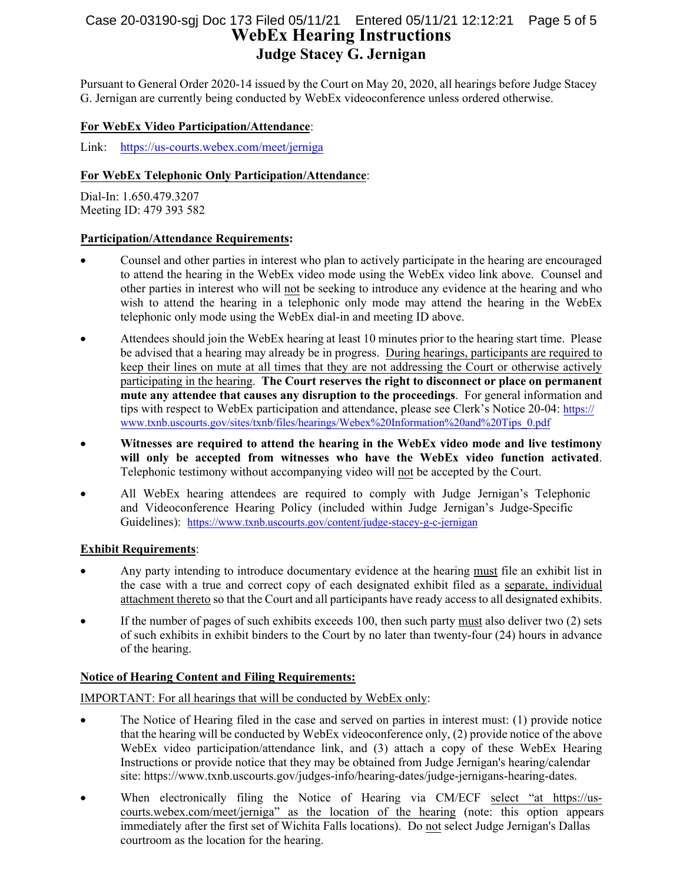# WebEx Hearing Instructions
## Judge Stacey G. Jernigan

Pursuant to General Order 2020-14 issued by the Court on May 20, 2020, all hearings before Judge Stacey G. Jernigan are currently being conducted by WebEx videoconference unless ordered otherwise.

**For WebEx Video Participation/Attendance**:

Link: https://us-courts.webex.com/meet/jerniga

**For WebEx Telephonic Only Participation/Attendance**:

Dial-In: 1.650.479.3207
Meeting ID: 479 393 582

**Participation/Attendance Requirements:**

- Counsel and other parties in interest who plan to actively participate in the hearing are encouraged to attend the hearing in the WebEx video mode using the WebEx video link above. Counsel and other parties in interest who will not be seeking to introduce any evidence at the hearing and who wish to attend the hearing in a telephonic only mode may attend the hearing in the WebEx telephonic only mode using the WebEx dial-in and meeting ID above.
- Attendees should join the WebEx hearing at least 10 minutes prior to the hearing start time. Please be advised that a hearing may already be in progress. During hearings, participants are required to keep their lines on mute at all times that they are not addressing the Court or otherwise actively participating in the hearing. **The Court reserves the right to disconnect or place on permanent mute any attendee that causes any disruption to the proceedings**. For general information and tips with respect to WebEx participation and attendance, please see Clerk's Notice 20-04: https://www.txnb.uscourts.gov/sites/txnb/files/hearings/Webex%20Information%20and%20Tips_0.pdf
- **Witnesses are required to attend the hearing in the WebEx video mode and live testimony will only be accepted from witnesses who have the WebEx video function activated**. Telephonic testimony without accompanying video will not be accepted by the Court.
- All WebEx hearing attendees are required to comply with Judge Jernigan's Telephonic and Videoconference Hearing Policy (included within Judge Jernigan's Judge-Specific Guidelines): https://www.txnb.uscourts.gov/content/judge-stacey-g-c-jernigan

**Exhibit Requirements**:

- Any party intending to introduce documentary evidence at the hearing must file an exhibit list in the case with a true and correct copy of each designated exhibit filed as a separate, individual attachment thereto so that the Court and all participants have ready access to all designated exhibits.
- If the number of pages of such exhibits exceeds 100, then such party must also deliver two (2) sets of such exhibits in exhibit binders to the Court by no later than twenty-four (24) hours in advance of the hearing.

**Notice of Hearing Content and Filing Requirements:**

IMPORTANT: For all hearings that will be conducted by WebEx only:

- The Notice of Hearing filed in the case and served on parties in interest must: (1) provide notice that the hearing will be conducted by WebEx videoconference only, (2) provide notice of the above WebEx video participation/attendance link, and (3) attach a copy of these WebEx Hearing Instructions or provide notice that they may be obtained from Judge Jernigan's hearing/calendar site: https://www.txnb.uscourts.gov/judges-info/hearing-dates/judge-jernigans-hearing-dates.
- When electronically filing the Notice of Hearing via CM/ECF select "at https://us-courts.webex.com/meet/jerniga" as the location of the hearing (note: this option appears immediately after the first set of Wichita Falls locations). Do not select Judge Jernigan's Dallas courtroom as the location for the hearing.